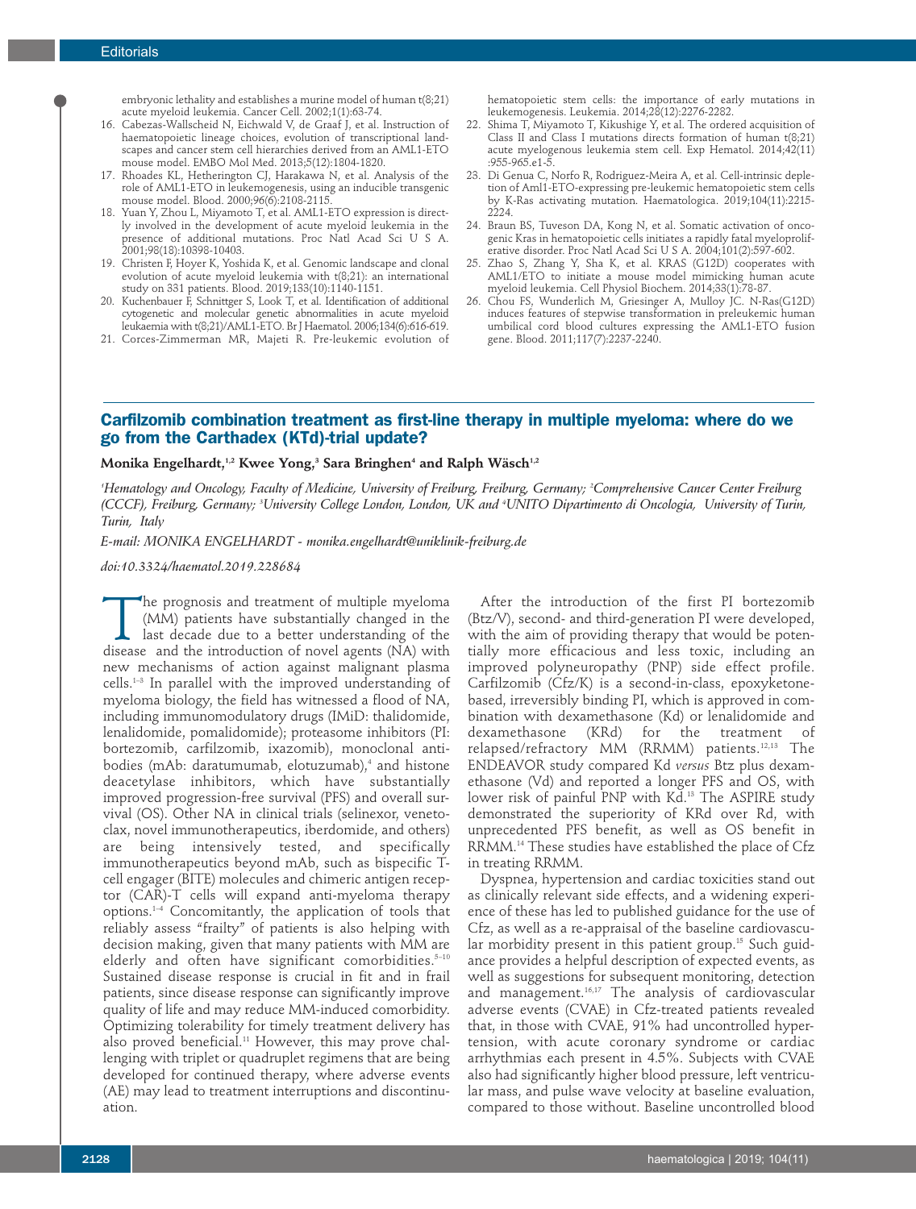embryonic lethality and establishes a murine model of human t(8;21) acute myeloid leukemia. Cancer Cell. 2002;1(1):63-74.

16. Cabezas-Wallscheid N, Eichwald V, de Graaf J, et al. Instruction of haematopoietic lineage choices, evolution of transcriptional landscapes and cancer stem cell hierarchies derived from an AML1-ETO mouse model. EMBO Mol Med. 2013;5(12):1804-1820.
17. Rhoades KL, Hetherington CJ, Harakawa N, et al. Analysis of the role of AML1-ETO in leukemogenesis, using an inducible transgenic mouse model. Blood. 2000;96(6):2108-2115.
18. Yuan Y, Zhou L, Miyamoto T, et al. AML1-ETO expression is directly involved in the development of acute myeloid leukemia in the presence of additional mutations. Proc Natl Acad Sci U S A. 2001;98(18):10398-10403.
19. Christen F, Hoyer K, Yoshida K, et al. Genomic landscape and clonal evolution of acute myeloid leukemia with t(8;21): an international study on 331 patients. Blood. 2019;133(10):1140-1151.
20. Kuchenbauer F, Schnittger S, Look T, et al. Identification of additional cytogenetic and molecular genetic abnormalities in acute myeloid leukaemia with t(8;21)/AML1-ETO. Br J Haematol. 2006;134(6):616-619.
21. Corces-Zimmerman MR, Majeti R. Pre-leukemic evolution of hematopoietic stem cells: the importance of early mutations in leukemogenesis. Leukemia. 2014;28(12):2276-2282.
22. Shima T, Miyamoto T, Kikushige Y, et al. The ordered acquisition of Class II and Class I mutations directs formation of human t(8;21) acute myelogenous leukemia stem cell. Exp Hematol. 2014;42(11):955-965.e1-5.
23. Di Genua C, Norfo R, Rodriguez-Meira A, et al. Cell-intrinsic depletion of Aml1-ETO-expressing pre-leukemic hematopoietic stem cells by K-Ras activating mutation. Haematologica. 2019;104(11):2215-2224.
24. Braun BS, Tuveson DA, Kong N, et al. Somatic activation of oncogenic Kras in hematopoietic cells initiates a rapidly fatal myeloproliferative disorder. Proc Natl Acad Sci U S A. 2004;101(2):597-602.
25. Zhao S, Zhang Y, Sha K, et al. KRAS (G12D) cooperates with AML1/ETO to initiate a mouse model mimicking human acute myeloid leukemia. Cell Physiol Biochem. 2014;33(1):78-87.
26. Chou FS, Wunderlich M, Griesinger A, Mulloy JC. N-Ras(G12D) induces features of stepwise transformation in preleukemic human umbilical cord blood cultures expressing the AML1-ETO fusion gene. Blood. 2011;117(7):2237-2240.

## Carfilzomib combination treatment as first-line therapy in multiple myeloma: where do we go from the Carthadex (KTd)-trial update?

**Monika Engelhardt,[1,2] Kwee Yong,[3] Sara Bringhen[4] and Ralph Wäsch[1,2]**

*[1]Hematology and Oncology, Faculty of Medicine, University of Freiburg, Freiburg, Germany; [2]Comprehensive Cancer Center Freiburg (CCCF), Freiburg, Germany; [3]University College London, London, UK and [4]UNITO Dipartimento di Oncologia, University of Turin, Turin, Italy*

*E-mail: MONIKA ENGELHARDT - monika.engelhardt@uniklinik-freiburg.de*

*doi:10.3324/haematol.2019.228684*

The prognosis and treatment of multiple myeloma (MM) patients have substantially changed in the last decade due to a better understanding of the disease and the introduction of novel agents (NA) with new mechanisms of action against malignant plasma cells.[1-3] In parallel with the improved understanding of myeloma biology, the field has witnessed a flood of NA, including immunomodulatory drugs (IMiD: thalidomide, lenalidomide, pomalidomide); proteasome inhibitors (PI: bortezomib, carfilzomib, ixazomib), monoclonal antibodies (mAb: daratumumab, elotuzumab),[4] and histone deacetylase inhibitors, which have substantially improved progression-free survival (PFS) and overall survival (OS). Other NA in clinical trials (selinexor, venetoclax, novel immunotherapeutics, iberdomide, and others) are being intensively tested, and specifically immunotherapeutics beyond mAb, such as bispecific T-cell engager (BITE) molecules and chimeric antigen receptor (CAR)-T cells will expand anti-myeloma therapy options.[1-4] Concomitantly, the application of tools that reliably assess "frailty" of patients is also helping with decision making, given that many patients with MM are elderly and often have significant comorbidities.[5-10] Sustained disease response is crucial in fit and in frail patients, since disease response can significantly improve quality of life and may reduce MM-induced comorbidity. Optimizing tolerability for timely treatment delivery has also proved beneficial.[11] However, this may prove challenging with triplet or quadruplet regimens that are being developed for continued therapy, where adverse events (AE) may lead to treatment interruptions and discontinuation.

After the introduction of the first PI bortezomib (Btz/V), second- and third-generation PI were developed, with the aim of providing therapy that would be potentially more efficacious and less toxic, including an improved polyneuropathy (PNP) side effect profile. Carfilzomib (Cfz/K) is a second-in-class, epoxyketone-based, irreversibly binding PI, which is approved in combination with dexamethasone (Kd) or lenalidomide and dexamethasone (KRd) for the treatment of relapsed/refractory MM (RRMM) patients.[12,13] The ENDEAVOR study compared Kd *versus* Btz plus dexamethasone (Vd) and reported a longer PFS and OS, with lower risk of painful PNP with Kd.[13] The ASPIRE study demonstrated the superiority of KRd over Rd, with unprecedented PFS benefit, as well as OS benefit in RRMM.[14] These studies have established the place of Cfz in treating RRMM.

Dyspnea, hypertension and cardiac toxicities stand out as clinically relevant side effects, and a widening experience of these has led to published guidance for the use of Cfz, as well as a re-appraisal of the baseline cardiovascular morbidity present in this patient group.[15] Such guidance provides a helpful description of expected events, as well as suggestions for subsequent monitoring, detection and management.[16,17] The analysis of cardiovascular adverse events (CVAE) in Cfz-treated patients revealed that, in those with CVAE, 91% had uncontrolled hypertension, with acute coronary syndrome or cardiac arrhythmias each present in 4.5%. Subjects with CVAE also had significantly higher blood pressure, left ventricular mass, and pulse wave velocity at baseline evaluation, compared to those without. Baseline uncontrolled blood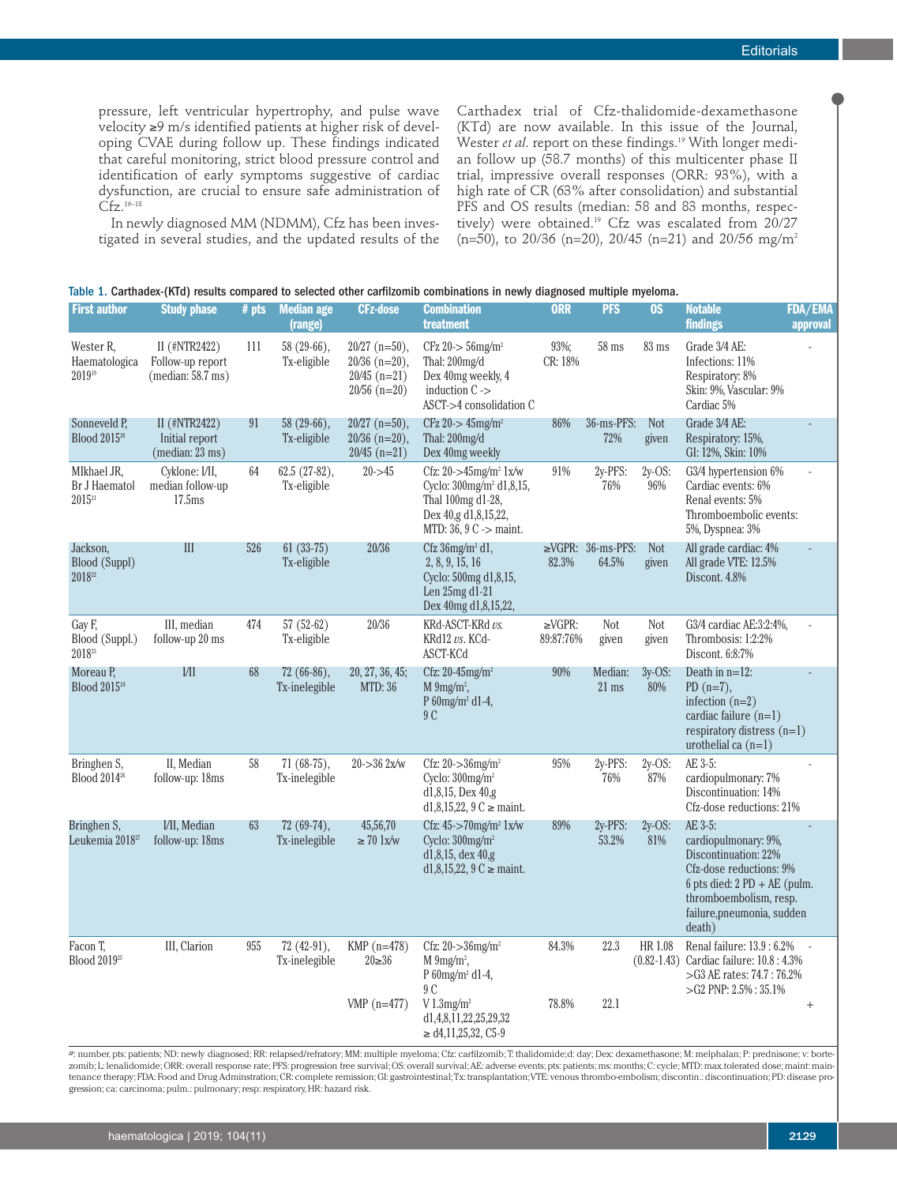pressure, left ventricular hypertrophy, and pulse wave velocity ≥9 m/s identified patients at higher risk of developing CVAE during follow up. These findings indicated that careful monitoring, strict blood pressure control and identification of early symptoms suggestive of cardiac dysfunction, are crucial to ensure safe administration of Cfz.[16-18]

In newly diagnosed MM (NDMM), Cfz has been investigated in several studies, and the updated results of the Carthadex trial of Cfz-thalidomide-dexamethasone (KTd) are now available. In this issue of the Journal, Wester *et al*. report on these findings.[19] With longer median follow up (58.7 months) of this multicenter phase II trial, impressive overall responses (ORR: 93%), with a high rate of CR (63% after consolidation) and substantial PFS and OS results (median: 58 and 83 months, respectively) were obtained.[19] Cfz was escalated from 20/27 (n=50), to 20/36 (n=20), 20/45 (n=21) and 20/56 mg/m²

**Table 1.** Carthadex-(KTd) results compared to selected other carfilzomib combinations in newly diagnosed multiple myeloma.

| First author | Study phase | # pts | Median age (range) | CFz-dose | Combination treatment | ORR | PFS | OS | Notable findings | FDA/EMA approval |
|---|---|---|---|---|---|---|---|---|---|---|
| Wester R, Haematologica 2019[19] | II (#NTR2422) Follow-up report (median: 58.7 ms) | 111 | 58 (29-66), Tx-eligible | 20/27 (n=50), 20/36 (n=20), 20/45 (n=21) 20/56 (n=20) | CFz 20-> 56mg/m² Thal: 200mg/d Dex 40mg weekly, 4 induction C -> ASCT->4 consolidation C | 93%; CR: 18% | 58 ms | 83 ms | Grade 3/4 AE: Infections: 11% Respiratory: 8% Skin: 9%, Vascular: 9% Cardiac 5% | - |
| Sonneveld P, Blood 2015[20] | II (#NTR2422) Initial report (median: 23 ms) | 91 | 58 (29-66), Tx-eligible | 20/27 (n=50), 20/36 (n=20), 20/45 (n=21) | CFz 20-> 45mg/m² Thal: 200mg/d Dex 40mg weekly | 86% | 36-ms-PFS: 72% | Not given | Grade 3/4 AE: Respiratory: 15%, GI: 12%, Skin: 10% | - |
| MIkhael JR, Br J Haematol 2015[21] | Cyklone: I/II, median follow-up 17.5ms | 64 | 62.5 (27-82), Tx-eligible | 20->45 | Cfz: 20->45mg/m² 1x/w Cyclo: 300mg/m² d1,8,15, Thal 100mg d1-28, Dex 40,g d1,8,15,22, MTD: 36, 9 C -> maint. | 91% | 2y-PFS: 76% | 2y-OS: 96% | G3/4 hypertension 6% Cardiac events: 6% Renal events: 5% Thromboembolic events: 5%, Dyspnea: 3% | - |
| Jackson, Blood (Suppl) 2018[22] | III | 526 | 61 (33-75) Tx-eligible | 20/36 | Cfz 36mg/m² d1, 2, 8, 9, 15, 16 Cyclo: 500mg d1,8,15, Len 25mg d1-21 Dex 40mg d1,8,15,22, | ≥VGPR: 82.3% | 36-ms-PFS: 64.5% | Not given | All grade cardiac: 4% All grade VTE: 12.5% Discont. 4.8% | - |
| Gay F, Blood (Suppl.) 2018[23] | III, median follow-up 20 ms | 474 | 57 (52-62) Tx-eligible | 20/36 | KRd-ASCT-KRd *vs*. KRd12 *vs*. KCd-ASCT-KCd | ≥VGPR: 89:87:76% | Not given | Not given | G3/4 cardiac AE:3:2:4%, Thrombosis: 1:2:2% Discont. 6:8:7% | - |
| Moreau P, Blood 2015[24] | I/II | 68 | 72 (66-86), Tx-inelegible | 20, 27, 36, 45; MTD: 36 | Cfz: 20-45mg/m² M 9mg/m², P 60mg/m² d1-4, 9 C | 90% | Median: 21 ms | 3y-OS: 80% | Death in n=12: PD (n=7), infection (n=2) cardiac failure (n=1) respiratory distress (n=1) urothelial ca (n=1) | - |
| Bringhen S, Blood 2014[26] | II, Median follow-up: 18ms | 58 | 71 (68-75), Tx-inelegible | 20->36 2x/w | Cfz: 20->36mg/m² Cyclo: 300mg/m² d1,8,15, Dex 40,g d1,8,15,22, 9 C ≥ maint. | 95% | 2y-PFS: 76% | 2y-OS: 87% | AE 3-5: cardiopulmonary: 7% Discontinuation: 14% Cfz-dose reductions: 21% | - |
| Bringhen S, Leukemia 2018[27] | I/II, Median follow-up: 18ms | 63 | 72 (69-74), Tx-inelegible | 45,56,70 ≥ 70 1x/w | Cfz: 45->70mg/m² 1x/w Cyclo: 300mg/m² d1,8,15, dex 40,g d1,8,15,22, 9 C ≥ maint. | 89% | 2y-PFS: 53.2% | 2y-OS: 81% | AE 3-5: cardiopulmonary: 9%, Discontinuation: 22% Cfz-dose reductions: 9% 6 pts died: 2 PD + AE (pulm. thromboembolism, resp. failure,pneumonia, sudden death) | - |
| Facon T, Blood 2019[25] | III, Clarion | 955 | 72 (42-91), Tx-inelegible | KMP (n=478) 20≥36 | Cfz: 20->36mg/m² M 9mg/m², P 60mg/m² d1-4, 9 C | 84.3% | 22.3 | HR 1.08 (0.82-1.43) | Renal failure: 13.9 : 6.2% Cardiac failure: 10.8 : 4.3% >G3 AE rates: 74.7 : 76.2% >G2 PNP: 2.5% : 35.1% | - |
| | | | | VMP (n=477) | V 1.3mg/m² d1,4,8,11,22,25,29,32 ≥ d4,11,25,32, C5-9 | 78.8% | 22.1 | | | + |

#: number, pts: patients; ND: newly diagnosed; RR: relapsed/refratory; MM: multiple myeloma; Cfz: carfilzomib; T: thalidomide; d: day; Dex: dexamethasone; M: melphalan; P: prednisone; v: bortezomib; L: lenalidomide; ORR: overall response rate; PFS: progression free survival; OS: overall survival; AE: adverse events; pts: patients; ms: months; C: cycle; MTD: max.tolerated dose; maint: maintenance therapy; FDA: Food and Drug Adminstration; CR: complete remission; GI: gastrointestinal; Tx: transplantation; VTE: venous thrombo-embolism; discontin.: discontinuation; PD: disease progression; ca: carcinoma; pulm.: pulmonary; resp: respiratory, HR: hazard risk.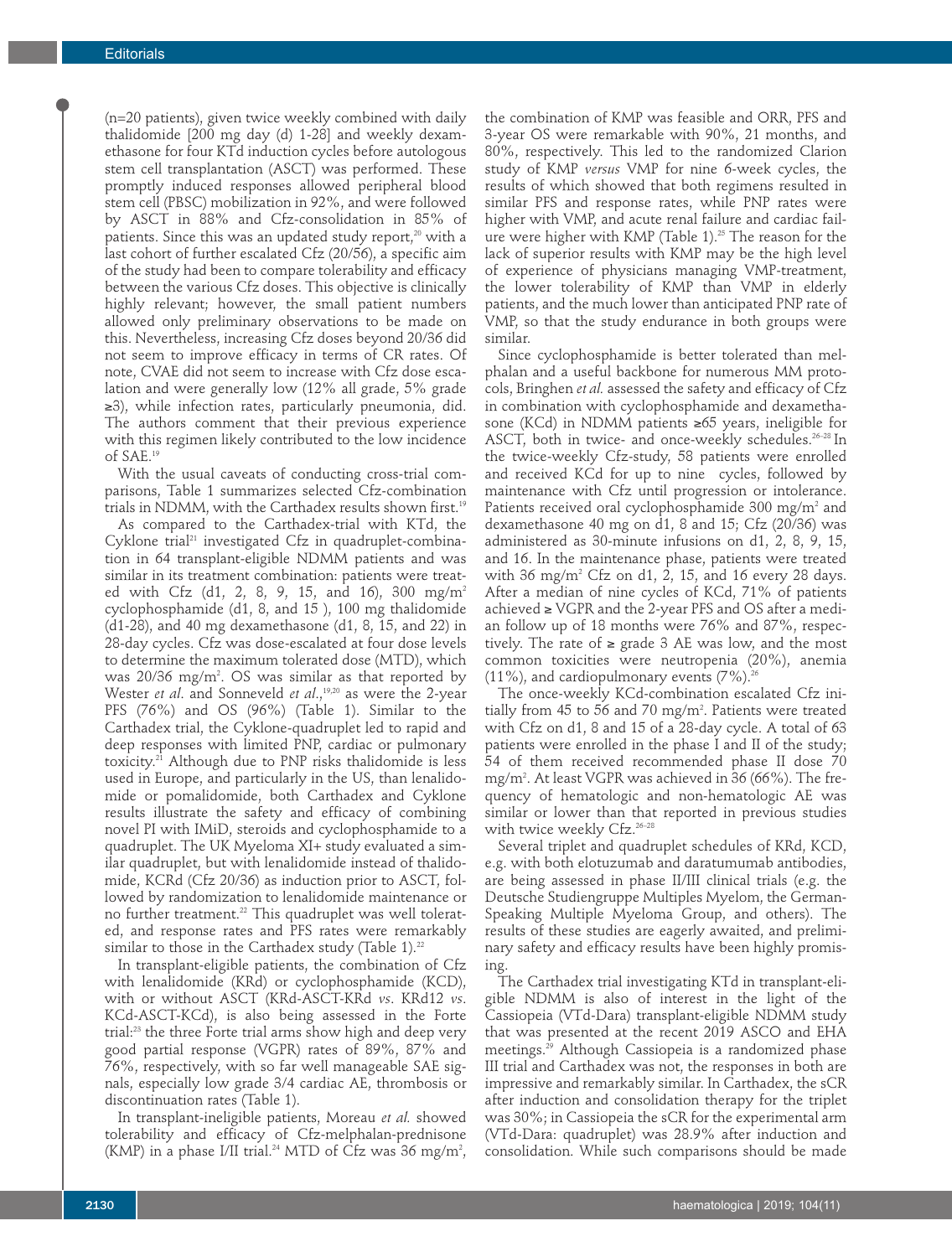(n=20 patients), given twice weekly combined with daily thalidomide [200 mg day (d) 1-28] and weekly dexamethasone for four KTd induction cycles before autologous stem cell transplantation (ASCT) was performed. These promptly induced responses allowed peripheral blood stem cell (PBSC) mobilization in 92%, and were followed by ASCT in 88% and Cfz-consolidation in 85% of patients. Since this was an updated study report,[20] with a last cohort of further escalated Cfz (20/56), a specific aim of the study had been to compare tolerability and efficacy between the various Cfz doses. This objective is clinically highly relevant; however, the small patient numbers allowed only preliminary observations to be made on this. Nevertheless, increasing Cfz doses beyond 20/36 did not seem to improve efficacy in terms of CR rates. Of note, CVAE did not seem to increase with Cfz dose escalation and were generally low (12% all grade, 5% grade ≥3), while infection rates, particularly pneumonia, did. The authors comment that their previous experience with this regimen likely contributed to the low incidence of SAE.[19]

With the usual caveats of conducting cross-trial comparisons, Table 1 summarizes selected Cfz-combination trials in NDMM, with the Carthadex results shown first.[19]

As compared to the Carthadex-trial with KTd, the Cyklone trial[21] investigated Cfz in quadruplet-combination in 64 transplant-eligible NDMM patients and was similar in its treatment combination: patients were treated with Cfz (d1, 2, 8, 9, 15, and 16), 300 mg/m$^2$ cyclophosphamide (d1, 8, and 15 ), 100 mg thalidomide (d1-28), and 40 mg dexamethasone (d1, 8, 15, and 22) in 28-day cycles. Cfz was dose-escalated at four dose levels to determine the maximum tolerated dose (MTD), which was 20/36 mg/m$^2$. OS was similar as that reported by Wester *et al*. and Sonneveld *et al*.,[19,20] as were the 2-year PFS (76%) and OS (96%) (Table 1). Similar to the Carthadex trial, the Cyklone-quadruplet led to rapid and deep responses with limited PNP, cardiac or pulmonary toxicity.[21] Although due to PNP risks thalidomide is less used in Europe, and particularly in the US, than lenalidomide or pomalidomide, both Carthadex and Cyklone results illustrate the safety and efficacy of combining novel PI with IMiD, steroids and cyclophosphamide to a quadruplet. The UK Myeloma XI+ study evaluated a similar quadruplet, but with lenalidomide instead of thalidomide, KCRd (Cfz 20/36) as induction prior to ASCT, followed by randomization to lenalidomide maintenance or no further treatment.[22] This quadruplet was well tolerated, and response rates and PFS rates were remarkably similar to those in the Carthadex study (Table 1).[22]

In transplant-eligible patients, the combination of Cfz with lenalidomide (KRd) or cyclophosphamide (KCD), with or without ASCT (KRd-ASCT-KRd *vs*. KRd12 *vs*. KCd-ASCT-KCd), is also being assessed in the Forte trial:[23] the three Forte trial arms show high and deep very good partial response (VGPR) rates of 89%, 87% and 76%, respectively, with so far well manageable SAE signals, especially low grade 3/4 cardiac AE, thrombosis or discontinuation rates (Table 1).

In transplant-ineligible patients, Moreau *et al.* showed tolerability and efficacy of Cfz-melphalan-prednisone (KMP) in a phase I/II trial.[24] MTD of Cfz was 36 mg/m$^2$, the combination of KMP was feasible and ORR, PFS and 3-year OS were remarkable with 90%, 21 months, and 80%, respectively. This led to the randomized Clarion study of KMP *versus* VMP for nine 6-week cycles, the results of which showed that both regimens resulted in similar PFS and response rates, while PNP rates were higher with VMP, and acute renal failure and cardiac failure were higher with KMP (Table 1).[25] The reason for the lack of superior results with KMP may be the high level of experience of physicians managing VMP-treatment, the lower tolerability of KMP than VMP in elderly patients, and the much lower than anticipated PNP rate of VMP, so that the study endurance in both groups were similar.

Since cyclophosphamide is better tolerated than melphalan and a useful backbone for numerous MM protocols, Bringhen *et al.* assessed the safety and efficacy of Cfz in combination with cyclophosphamide and dexamethasone (KCd) in NDMM patients ≥65 years, ineligible for ASCT, both in twice- and once-weekly schedules.[26-28] In the twice-weekly Cfz-study, 58 patients were enrolled and received KCd for up to nine cycles, followed by maintenance with Cfz until progression or intolerance. Patients received oral cyclophosphamide 300 mg/m$^2$ and dexamethasone 40 mg on d1, 8 and 15; Cfz (20/36) was administered as 30-minute infusions on d1, 2, 8, 9, 15, and 16. In the maintenance phase, patients were treated with 36 mg/m$^2$ Cfz on d1, 2, 15, and 16 every 28 days. After a median of nine cycles of KCd, 71% of patients achieved ≥ VGPR and the 2-year PFS and OS after a median follow up of 18 months were 76% and 87%, respectively. The rate of ≥ grade 3 AE was low, and the most common toxicities were neutropenia (20%), anemia (11%), and cardiopulmonary events (7%).[26]

The once-weekly KCd-combination escalated Cfz initially from 45 to 56 and 70 mg/m$^2$. Patients were treated with Cfz on d1, 8 and 15 of a 28-day cycle. A total of 63 patients were enrolled in the phase I and II of the study; 54 of them received recommended phase II dose 70 mg/m$^2$. At least VGPR was achieved in 36 (66%). The frequency of hematologic and non-hematologic AE was similar or lower than that reported in previous studies with twice weekly Cfz.[26-28]

Several triplet and quadruplet schedules of KRd, KCD, e.g. with both elotuzumab and daratumumab antibodies, are being assessed in phase II/III clinical trials (e.g. the Deutsche Studiengruppe Multiples Myelom, the German-Speaking Multiple Myeloma Group, and others). The results of these studies are eagerly awaited, and preliminary safety and efficacy results have been highly promising.

The Carthadex trial investigating KTd in transplant-eligible NDMM is also of interest in the light of the Cassiopeia (VTd-Dara) transplant-eligible NDMM study that was presented at the recent 2019 ASCO and EHA meetings.[29] Although Cassiopeia is a randomized phase III trial and Carthadex was not, the responses in both are impressive and remarkably similar. In Carthadex, the sCR after induction and consolidation therapy for the triplet was 30%; in Cassiopeia the sCR for the experimental arm (VTd-Dara: quadruplet) was 28.9% after induction and consolidation. While such comparisons should be made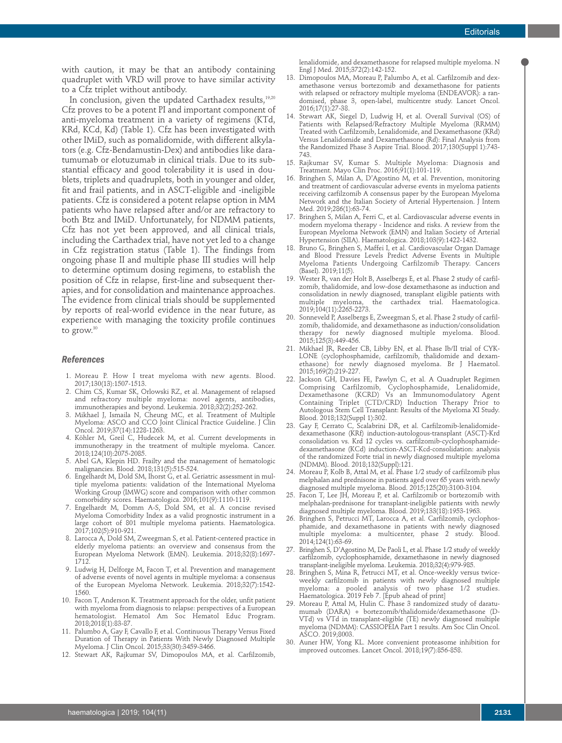with caution, it may be that an antibody containing quadruplet with VRD will prove to have similar activity to a Cfz triplet without antibody.

In conclusion, given the updated Carthadex results,[19,20] Cfz proves to be a potent PI and important component of anti-myeloma treatment in a variety of regimens (KTd, KRd, KCd, Kd) (Table 1). Cfz has been investigated with other IMiD, such as pomalidomide, with different alkylators (e.g. Cfz-Bendamustin-Dex) and antibodies like daratumumab or elotuzumab in clinical trials. Due to its substantial efficacy and good tolerability it is used in doublets, triplets and quadruplets, both in younger and older, fit and frail patients, and in ASCT-eligible and -ineligible patients. Cfz is considered a potent relapse option in MM patients who have relapsed after and/or are refractory to both Btz and IMiD. Unfortunately, for NDMM patients, Cfz has not yet been approved, and all clinical trials, including the Carthadex trial, have not yet led to a change in Cfz registration status (Table 1). The findings from ongoing phase II and multiple phase III studies will help to determine optimum dosing regimens, to establish the position of Cfz in relapse, first-line and subsequent therapies, and for consolidation and maintenance approaches. The evidence from clinical trials should be supplemented by reports of real-world evidence in the near future, as experience with managing the toxicity profile continues to grow.[30]

## References

1. Moreau P. How I treat myeloma with new agents. Blood. 2017;130(13):1507-1513.
2. Chim CS, Kumar SK, Orlowski RZ, et al. Management of relapsed and refractory multiple myeloma: novel agents, antibodies, immunotherapies and beyond. Leukemia. 2018;32(2):252-262.
3. Mikhael J, Ismaila N, Cheung MC, et al. Treatment of Multiple Myeloma: ASCO and CCO Joint Clinical Practice Guideline. J Clin Oncol. 2019;37(14):1228-1263.
4. Köhler M, Greil C, Hudecek M, et al. Current developments in immunotherapy in the treatment of multiple myeloma. Cancer. 2018;124(10):2075-2085.
5. Abel GA, Klepin HD. Frailty and the management of hematologic malignancies. Blood. 2018;131(5):515-524.
6. Engelhardt M, Dold SM, Ihorst G, et al. Geriatric assessment in multiple myeloma patients: validation of the International Myeloma Working Group (IMWG) score and comparison with other common comorbidity scores. Haematologica. 2016;101(9):1110-1119.
7. Engelhardt M, Domm A-S, Dold SM, et al. A concise revised Myeloma Comorbidity Index as a valid prognostic instrument in a large cohort of 801 multiple myeloma patients. Haematologica. 2017;102(5):910-921.
8. Larocca A, Dold SM, Zweegman S, et al. Patient-centered practice in elderly myeloma patients: an overview and consensus from the European Myeloma Network (EMN). Leukemia. 2018;32(8):1697-1712.
9. Ludwig H, Delforge M, Facon T, et al. Prevention and management of adverse events of novel agents in multiple myeloma: a consensus of the European Myeloma Network. Leukemia. 2018;32(7):1542-1560.
10. Facon T, Anderson K. Treatment approach for the older, unfit patient with myeloma from diagnosis to relapse: perspectives of a European hematologist. Hematol Am Soc Hematol Educ Program. 2018;2018(1):83-87.
11. Palumbo A, Gay F, Cavallo F, et al. Continuous Therapy Versus Fixed Duration of Therapy in Patients With Newly Diagnosed Multiple Myeloma. J Clin Oncol. 2015;33(30):3459-3466.
12. Stewart AK, Rajkumar SV, Dimopoulos MA, et al. Carfilzomib, lenalidomide, and dexamethasone for relapsed multiple myeloma. N Engl J Med. 2015;372(2):142-152.
13. Dimopoulos MA, Moreau P, Palumbo A, et al. Carfilzomib and dexamethasone versus bortezomib and dexamethasone for patients with relapsed or refractory multiple myeloma (ENDEAVOR): a randomised, phase 3, open-label, multicentre study. Lancet Oncol. 2016;17(1):27-38.
14. Stewart AK, Siegel D, Ludwig H, et al. Overall Survival (OS) of Patients with Relapsed/Refractory Multiple Myeloma (RRMM) Treated with Carfilzomib, Lenalidomide, and Dexamethasone (KRd) Versus Lenalidomide and Dexamethasone (Rd): Final Analysis from the Randomized Phase 3 Aspire Trial. Blood. 2017;130(Suppl 1):743-743.
15. Rajkumar SV, Kumar S. Multiple Myeloma: Diagnosis and Treatment. Mayo Clin Proc. 2016;91(1):101-119.
16. Bringhen S, Milan A, D'Agostino M, et al. Prevention, monitoring and treatment of cardiovascular adverse events in myeloma patients receiving carfilzomib A consensus paper by the European Myeloma Network and the Italian Society of Arterial Hypertension. J Intern Med. 2019;286(1):63-74.
17. Bringhen S, Milan A, Ferri C, et al. Cardiovascular adverse events in modern myeloma therapy - Incidence and risks. A review from the European Myeloma Network (EMN) and Italian Society of Arterial Hypertension (SIIA). Haematologica. 2018;103(9):1422-1432.
18. Bruno G, Bringhen S, Maffei I, et al. Cardiovascular Organ Damage and Blood Pressure Levels Predict Adverse Events in Multiple Myeloma Patients Undergoing Carfilzomib Therapy. Cancers (Basel). 2019;11(5).
19. Wester R, van der Holt B, Asselbergs E, et al. Phase 2 study of carfilzomib, thalidomide, and low-dose dexamethasone as induction and consolidation in newly diagnosed, transplant eligible patients with multiple myeloma, the carthadex trial. Haematologica. 2019;104(11):2265-2273.
20. Sonneveld P, Asselbergs E, Zweegman S, et al. Phase 2 study of carfilzomib, thalidomide, and dexamethasone as induction/consolidation therapy for newly diagnosed multiple myeloma. Blood. 2015;125(3):449-456.
21. Mikhael JR, Reeder CB, Libby EN, et al. Phase Ib/II trial of CYKLONE (cyclophosphamide, carfilzomib, thalidomide and dexamethasone) for newly diagnosed myeloma. Br J Haematol. 2015;169(2):219-227.
22. Jackson GH, Davies FE, Pawlyn C, et al. A Quadruplet Regimen Comprising Carfilzomib, Cyclophosphamide, Lenalidomide, Dexamethasone (KCRD) Vs an Immunomodulatory Agent Containing Triplet (CTD/CRD) Induction Therapy Prior to Autologous Stem Cell Transplant: Results of the Myeloma XI Study. Blood. 2018;132(Suppl 1):302.
23. Gay F, Cerrato C, Scalabrini DR, et al. Carfilzomib-lenalidomide-dexamethasone (KRd) induction-autologous-transplant (ASCT)-Krd consolidation vs. Krd 12 cycles vs. carfilzomib-cyclophosphamide-dexamethasone (KCd) induction-ASCT-Kcd-consolidation: analysis of the randomized Forte trial in newly diagnosed multiple myeloma (NDMM). Blood. 2018;132(Suppl):121.
24. Moreau P, Kolb B, Attal M, et al. Phase 1/2 study of carfilzomib plus melphalan and prednisone in patients aged over 65 years with newly diagnosed multiple myeloma. Blood. 2015;125(20):3100-3104.
25. Facon T, Lee JH, Moreau P, et al. Carfilzomib or bortezomib with melphalan-prednisone for transplant-ineligible patients with newly diagnosed multiple myeloma. Blood. 2019;133(18):1953-1963.
26. Bringhen S, Petrucci MT, Larocca A, et al. Carfilzomib, cyclophosphamide, and dexamethasone in patients with newly diagnosed multiple myeloma: a multicenter, phase 2 study. Blood. 2014;124(1):63-69.
27. Bringhen S, D'Agostino M, De Paoli L, et al. Phase 1/2 study of weekly carfilzomib, cyclophosphamide, dexamethasone in newly diagnosed transplant-ineligible myeloma. Leukemia. 2018;32(4):979-985.
28. Bringhen S, Mina R, Petrucci MT, et al. Once-weekly versus twice-weekly carfilzomib in patients with newly diagnosed multiple myeloma: a pooled analysis of two phase 1/2 studies. Haematologica. 2019 Feb 7. [Epub ahead of print]
29. Moreau P, Attal M, Hulin C. Phase 3 randomized study of daratumumab (DARA) + bortezomib/thalidomide/dexamethasone (D-VTd) vs VTd in transplant-eligible (TE) newly diagnosed multiple myeloma (NDMM): CASSIOPEIA Part 1 results. Am Soc Clin Oncol. ASCO. 2019;8003.
30. Auner HW, Yong KL. More convenient proteasome inhibition for improved outcomes. Lancet Oncol. 2018;19(7):856-858.